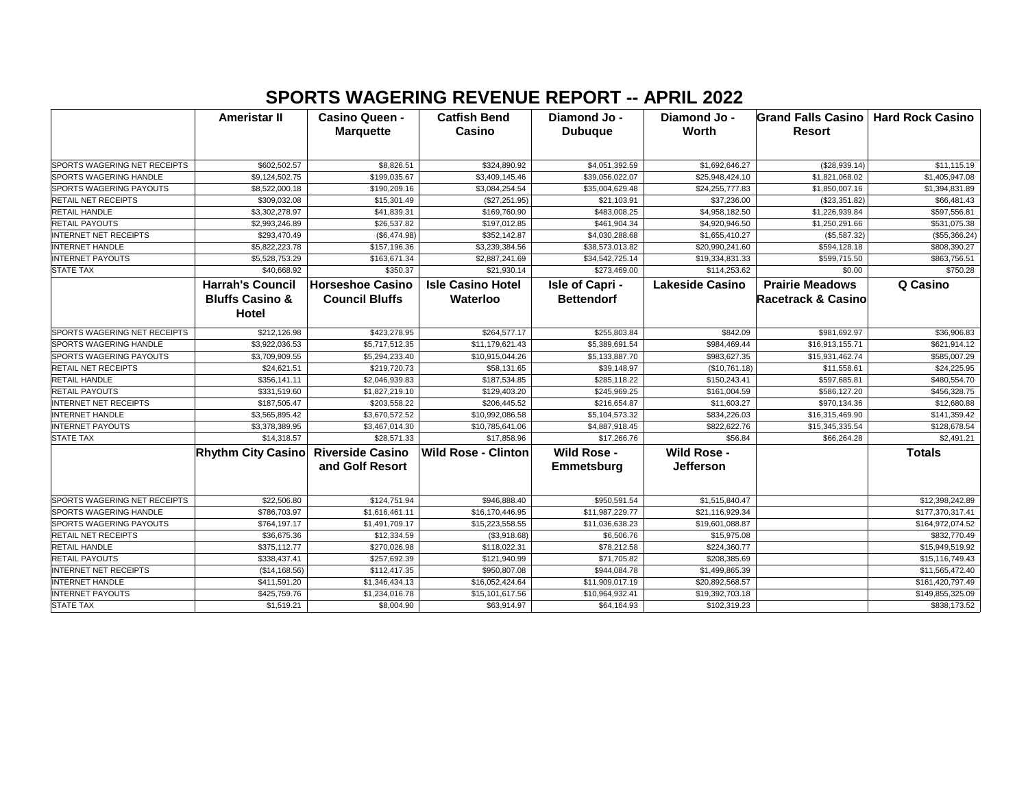# SPORTS WAGERING REVENUE REPORT -- APRIL 2022

| | Ameristar II | Casino Queen - Marquette | Catfish Bend Casino | Diamond Jo - Dubuque | Diamond Jo - Worth | Grand Falls Casino Resort | Hard Rock Casino |
|---|---|---|---|---|---|---|---|
| SPORTS WAGERING NET RECEIPTS | $602,502.57 | $8,826.51 | $324,890.92 | $4,051,392.59 | $1,692,646.27 | ($28,939.14) | $11,115.19 |
| SPORTS WAGERING HANDLE | $9,124,502.75 | $199,035.67 | $3,409,145.46 | $39,056,022.07 | $25,948,424.10 | $1,821,068.02 | $1,405,947.08 |
| SPORTS WAGERING PAYOUTS | $8,522,000.18 | $190,209.16 | $3,084,254.54 | $35,004,629.48 | $24,255,777.83 | $1,850,007.16 | $1,394,831.89 |
| RETAIL NET RECEIPTS | $309,032.08 | $15,301.49 | ($27,251.95) | $21,103.91 | $37,236.00 | ($23,351.82) | $66,481.43 |
| RETAIL HANDLE | $3,302,278.97 | $41,839.31 | $169,760.90 | $483,008.25 | $4,958,182.50 | $1,226,939.84 | $597,556.81 |
| RETAIL PAYOUTS | $2,993,246.89 | $26,537.82 | $197,012.85 | $461,904.34 | $4,920,946.50 | $1,250,291.66 | $531,075.38 |
| INTERNET NET RECEIPTS | $293,470.49 | ($6,474.98) | $352,142.87 | $4,030,288.68 | $1,655,410.27 | ($5,587.32) | ($55,366.24) |
| INTERNET HANDLE | $5,822,223.78 | $157,196.36 | $3,239,384.56 | $38,573,013.82 | $20,990,241.60 | $594,128.18 | $808,390.27 |
| INTERNET PAYOUTS | $5,528,753.29 | $163,671.34 | $2,887,241.69 | $34,542,725.14 | $19,334,831.33 | $599,715.50 | $863,756.51 |
| STATE TAX | $40,668.92 | $350.37 | $21,930.14 | $273,469.00 | $114,253.62 | $0.00 | $750.28 |
| | **Harrah's Council Bluffs Casino & Hotel** | **Horseshoe Casino Council Bluffs** | **Isle Casino Hotel Waterloo** | **Isle of Capri - Bettendorf** | **Lakeside Casino** | **Prairie Meadows Racetrack & Casino** | **Q Casino** |
| SPORTS WAGERING NET RECEIPTS | $212,126.98 | $423,278.95 | $264,577.17 | $255,803.84 | $842.09 | $981,692.97 | $36,906.83 |
| SPORTS WAGERING HANDLE | $3,922,036.53 | $5,717,512.35 | $11,179,621.43 | $5,389,691.54 | $984,469.44 | $16,913,155.71 | $621,914.12 |
| SPORTS WAGERING PAYOUTS | $3,709,909.55 | $5,294,233.40 | $10,915,044.26 | $5,133,887.70 | $983,627.35 | $15,931,462.74 | $585,007.29 |
| RETAIL NET RECEIPTS | $24,621.51 | $219,720.73 | $58,131.65 | $39,148.97 | ($10,761.18) | $11,558.61 | $24,225.95 |
| RETAIL HANDLE | $356,141.11 | $2,046,939.83 | $187,534.85 | $285,118.22 | $150,243.41 | $597,685.81 | $480,554.70 |
| RETAIL PAYOUTS | $331,519.60 | $1,827,219.10 | $129,403.20 | $245,969.25 | $161,004.59 | $586,127.20 | $456,328.75 |
| INTERNET NET RECEIPTS | $187,505.47 | $203,558.22 | $206,445.52 | $216,654.87 | $11,603.27 | $970,134.36 | $12,680.88 |
| INTERNET HANDLE | $3,565,895.42 | $3,670,572.52 | $10,992,086.58 | $5,104,573.32 | $834,226.03 | $16,315,469.90 | $141,359.42 |
| INTERNET PAYOUTS | $3,378,389.95 | $3,467,014.30 | $10,785,641.06 | $4,887,918.45 | $822,622.76 | $15,345,335.54 | $128,678.54 |
| STATE TAX | $14,318.57 | $28,571.33 | $17,858.96 | $17,266.76 | $56.84 | $66,264.28 | $2,491.21 |
| | **Rhythm City Casino** | **Riverside Casino and Golf Resort** | **Wild Rose - Clinton** | **Wild Rose - Emmetsburg** | **Wild Rose - Jefferson** | | **Totals** |
| SPORTS WAGERING NET RECEIPTS | $22,506.80 | $124,751.94 | $946,888.40 | $950,591.54 | $1,515,840.47 | | $12,398,242.89 |
| SPORTS WAGERING HANDLE | $786,703.97 | $1,616,461.11 | $16,170,446.95 | $11,987,229.77 | $21,116,929.34 | | $177,370,317.41 |
| SPORTS WAGERING PAYOUTS | $764,197.17 | $1,491,709.17 | $15,223,558.55 | $11,036,638.23 | $19,601,088.87 | | $164,972,074.52 |
| RETAIL NET RECEIPTS | $36,675.36 | $12,334.59 | ($3,918.68) | $6,506.76 | $15,975.08 | | $832,770.49 |
| RETAIL HANDLE | $375,112.77 | $270,026.98 | $118,022.31 | $78,212.58 | $224,360.77 | | $15,949,519.92 |
| RETAIL PAYOUTS | $338,437.41 | $257,692.39 | $121,940.99 | $71,705.82 | $208,385.69 | | $15,116,749.43 |
| INTERNET NET RECEIPTS | ($14,168.56) | $112,417.35 | $950,807.08 | $944,084.78 | $1,499,865.39 | | $11,565,472.40 |
| INTERNET HANDLE | $411,591.20 | $1,346,434.13 | $16,052,424.64 | $11,909,017.19 | $20,892,568.57 | | $161,420,797.49 |
| INTERNET PAYOUTS | $425,759.76 | $1,234,016.78 | $15,101,617.56 | $10,964,932.41 | $19,392,703.18 | | $149,855,325.09 |
| STATE TAX | $1,519.21 | $8,004.90 | $63,914.97 | $64,164.93 | $102,319.23 | | $838,173.52 |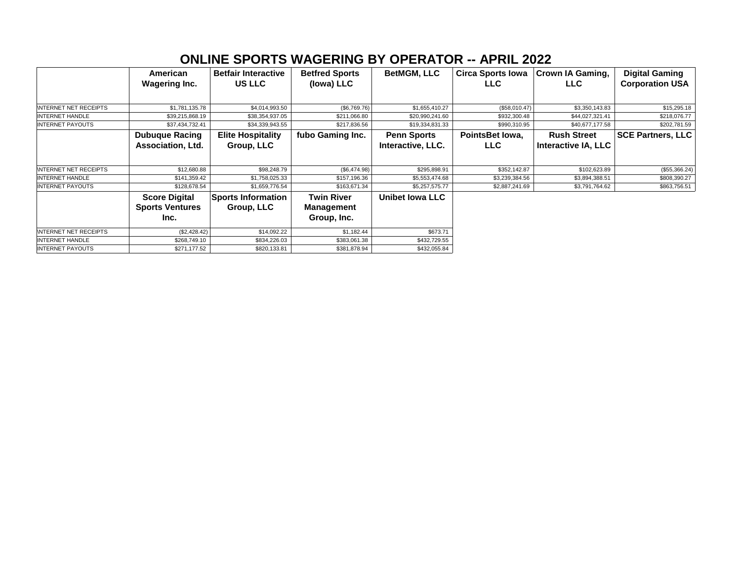# ONLINE SPORTS WAGERING BY OPERATOR -- APRIL 2022

| | American Wagering Inc. | Betfair Interactive US LLC | Betfred Sports (Iowa) LLC | BetMGM, LLC | Circa Sports Iowa LLC | Crown IA Gaming, LLC | Digital Gaming Corporation USA |
|---|---|---|---|---|---|---|---|
| INTERNET NET RECEIPTS | $1,781,135.78 | $4,014,993.50 | ($6,769.76) | $1,655,410.27 | ($58,010.47) | $3,350,143.83 | $15,295.18 |
| INTERNET HANDLE | $39,215,868.19 | $38,354,937.05 | $211,066.80 | $20,990,241.60 | $932,300.48 | $44,027,321.41 | $218,076.77 |
| INTERNET PAYOUTS | $37,434,732.41 | $34,339,943.55 | $217,836.56 | $19,334,831.33 | $990,310.95 | $40,677,177.58 | $202,781.59 |
| | **Dubuque Racing Association, Ltd.** | **Elite Hospitality Group, LLC** | **fubo Gaming Inc.** | **Penn Sports Interactive, LLC.** | **PointsBet Iowa, LLC** | **Rush Street Interactive IA, LLC** | **SCE Partners, LLC** |
| INTERNET NET RECEIPTS | $12,680.88 | $98,248.79 | ($6,474.98) | $295,898.91 | $352,142.87 | $102,623.89 | ($55,366.24) |
| INTERNET HANDLE | $141,359.42 | $1,758,025.33 | $157,196.36 | $5,553,474.68 | $3,239,384.56 | $3,894,388.51 | $808,390.27 |
| INTERNET PAYOUTS | $128,678.54 | $1,659,776.54 | $163,671.34 | $5,257,575.77 | $2,887,241.69 | $3,791,764.62 | $863,756.51 |
| | **Score Digital Sports Ventures Inc.** | **Sports Information Group, LLC** | **Twin River Management Group, Inc.** | **Unibet Iowa LLC** | | | |
| INTERNET NET RECEIPTS | ($2,428.42) | $14,092.22 | $1,182.44 | $673.71 | | | |
| INTERNET HANDLE | $268,749.10 | $834,226.03 | $383,061.38 | $432,729.55 | | | |
| INTERNET PAYOUTS | $271,177.52 | $820,133.81 | $381,878.94 | $432,055.84 | | | |